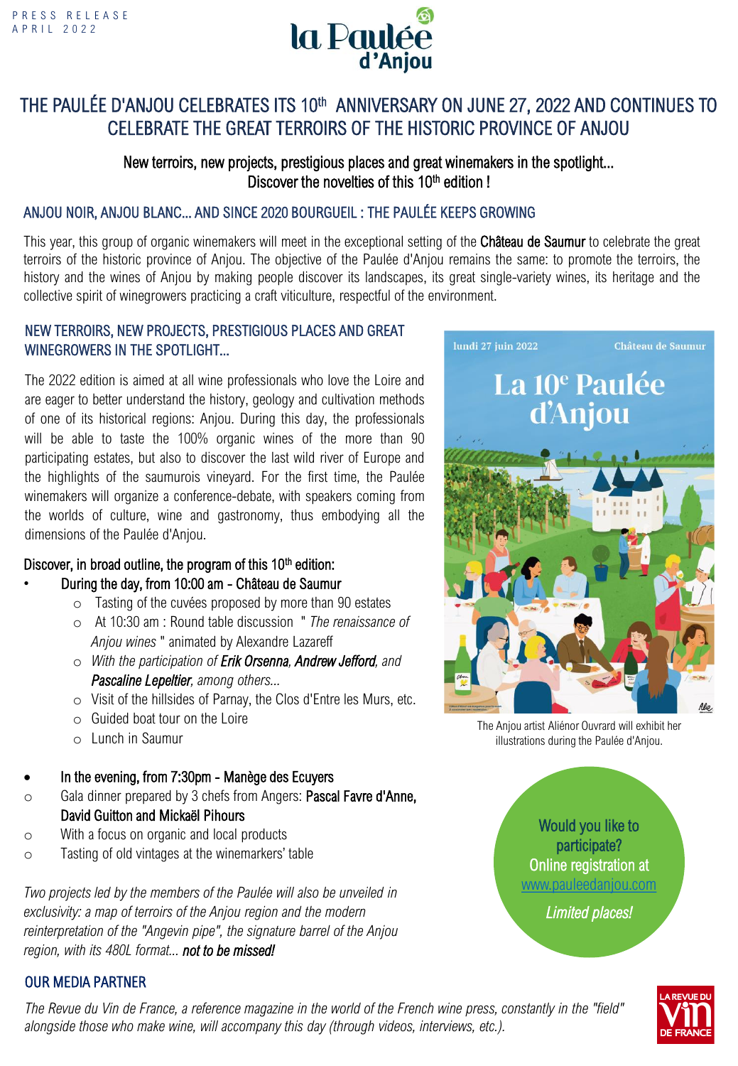PRESS RELEASE
APRIL 2022

# THE PAULÉE D'ANJOU CELEBRATES ITS 10th ANNIVERSARY ON JUNE 27, 2022 AND CONTINUES TO CELEBRATE THE GREAT TERROIRS OF THE HISTORIC PROVINCE OF ANJOU

New terroirs, new projects, prestigious places and great winemakers in the spotlight...
Discover the novelties of this 10th edition !

## ANJOU NOIR, ANJOU BLANC... AND SINCE 2020 BOURGUEIL : THE PAULÉE KEEPS GROWING

This year, this group of organic winemakers will meet in the exceptional setting of the **Château de Saumur** to celebrate the great terroirs of the historic province of Anjou. The objective of the Paulée d'Anjou remains the same: to promote the terroirs, the history and the wines of Anjou by making people discover its landscapes, its great single-variety wines, its heritage and the collective spirit of winegrowers practicing a craft viticulture, respectful of the environment.

## NEW TERROIRS, NEW PROJECTS, PRESTIGIOUS PLACES AND GREAT WINEGROWERS IN THE SPOTLIGHT...

The 2022 edition is aimed at all wine professionals who love the Loire and are eager to better understand the history, geology and cultivation methods of one of its historical regions: Anjou. During this day, the professionals will be able to taste the 100% organic wines of the more than 90 participating estates, but also to discover the last wild river of Europe and the highlights of the saumurois vineyard. For the first time, the Paulée winemakers will organize a conference-debate, with speakers coming from the worlds of culture, wine and gastronomy, thus embodying all the dimensions of the Paulée d'Anjou.

Discover, in broad outline, the program of this 10th edition:

- During the day, from 10:00 am - Château de Saumur
  - Tasting of the cuvées proposed by more than 90 estates
  - At 10:30 am : Round table discussion " *The renaissance of Anjou wines* " animated by Alexandre Lazareff
  - *With the participation of* ***Erik Orsenna, Andrew Jefford****, and* ***Pascaline Lepeltier****, among others...*
  - Visit of the hillsides of Parnay, the Clos d'Entre les Murs, etc.
  - Guided boat tour on the Loire
  - Lunch in Saumur

- In the evening, from 7:30pm - Manège des Ecuyers
  - Gala dinner prepared by 3 chefs from Angers: **Pascal Favre d'Anne, David Guitton and Mickaël Pihours**
  - With a focus on organic and local products
  - Tasting of old vintages at the winemarkers' table

*Two projects led by the members of the Paulée will also be unveiled in exclusivity: a map of terroirs of the Anjou region and the modern reinterpretation of the "Angevin pipe", the signature barrel of the Anjou region, with its 480L format...* ***not to be missed!***

The Anjou artist Aliénor Ouvrard will exhibit her illustrations during the Paulée d'Anjou.

Would you like to participate?
Online registration at www.pauleedanjou.com
*Limited places!*

## OUR MEDIA PARTNER

*The Revue du Vin de France, a reference magazine in the world of the French wine press, constantly in the "field" alongside those who make wine, will accompany this day (through videos, interviews, etc.).*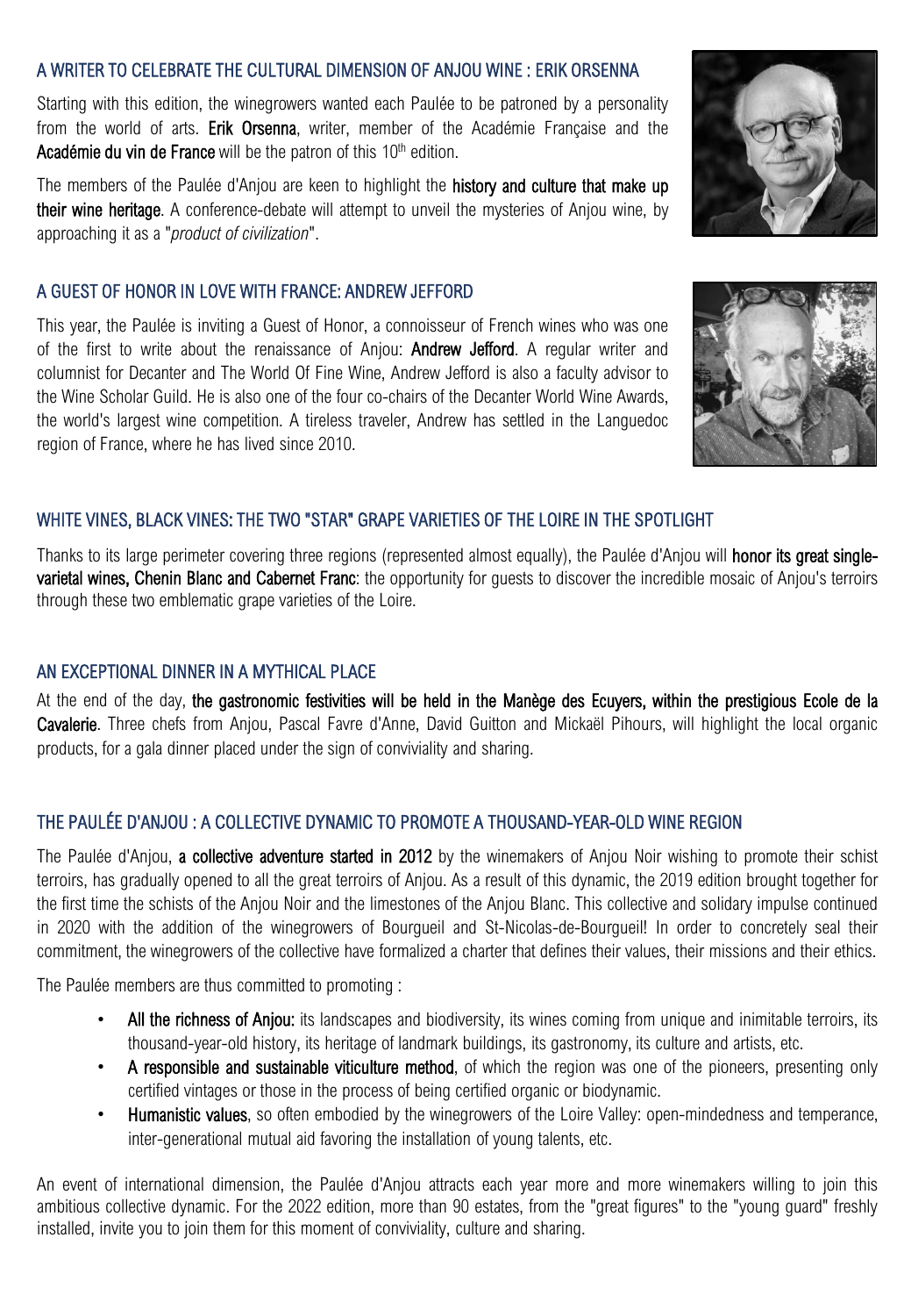## A WRITER TO CELEBRATE THE CULTURAL DIMENSION OF ANJOU WINE : ERIK ORSENNA

Starting with this edition, the winegrowers wanted each Paulée to be patroned by a personality from the world of arts. **Erik Orsenna**, writer, member of the Académie Française and the **Académie du vin de France** will be the patron of this 10th edition.

The members of the Paulée d'Anjou are keen to highlight the **history and culture that make up their wine heritage**. A conference-debate will attempt to unveil the mysteries of Anjou wine, by approaching it as a "*product of civilization*".

## A GUEST OF HONOR IN LOVE WITH FRANCE: ANDREW JEFFORD

This year, the Paulée is inviting a Guest of Honor, a connoisseur of French wines who was one of the first to write about the renaissance of Anjou: **Andrew Jefford**. A regular writer and columnist for Decanter and The World Of Fine Wine, Andrew Jefford is also a faculty advisor to the Wine Scholar Guild. He is also one of the four co-chairs of the Decanter World Wine Awards, the world's largest wine competition. A tireless traveler, Andrew has settled in the Languedoc region of France, where he has lived since 2010.

## WHITE VINES, BLACK VINES: THE TWO "STAR" GRAPE VARIETIES OF THE LOIRE IN THE SPOTLIGHT

Thanks to its large perimeter covering three regions (represented almost equally), the Paulée d'Anjou will **honor its great single-varietal wines, Chenin Blanc and Cabernet Franc**: the opportunity for guests to discover the incredible mosaic of Anjou's terroirs through these two emblematic grape varieties of the Loire.

## AN EXCEPTIONAL DINNER IN A MYTHICAL PLACE

At the end of the day, **the gastronomic festivities will be held in the Manège des Ecuyers, within the prestigious Ecole de la Cavalerie**. Three chefs from Anjou, Pascal Favre d'Anne, David Guitton and Mickaël Pihours, will highlight the local organic products, for a gala dinner placed under the sign of conviviality and sharing.

## THE PAULÉE D'ANJOU : A COLLECTIVE DYNAMIC TO PROMOTE A THOUSAND-YEAR-OLD WINE REGION

The Paulée d'Anjou, **a collective adventure started in 2012** by the winemakers of Anjou Noir wishing to promote their schist terroirs, has gradually opened to all the great terroirs of Anjou. As a result of this dynamic, the 2019 edition brought together for the first time the schists of the Anjou Noir and the limestones of the Anjou Blanc. This collective and solidary impulse continued in 2020 with the addition of the winegrowers of Bourgueil and St-Nicolas-de-Bourgueil! In order to concretely seal their commitment, the winegrowers of the collective have formalized a charter that defines their values, their missions and their ethics.

The Paulée members are thus committed to promoting :

- **All the richness of Anjou:** its landscapes and biodiversity, its wines coming from unique and inimitable terroirs, its thousand-year-old history, its heritage of landmark buildings, its gastronomy, its culture and artists, etc.
- **A responsible and sustainable viticulture method**, of which the region was one of the pioneers, presenting only certified vintages or those in the process of being certified organic or biodynamic.
- **Humanistic values**, so often embodied by the winegrowers of the Loire Valley: open-mindedness and temperance, inter-generational mutual aid favoring the installation of young talents, etc.

An event of international dimension, the Paulée d'Anjou attracts each year more and more winemakers willing to join this ambitious collective dynamic. For the 2022 edition, more than 90 estates, from the "great figures" to the "young guard" freshly installed, invite you to join them for this moment of conviviality, culture and sharing.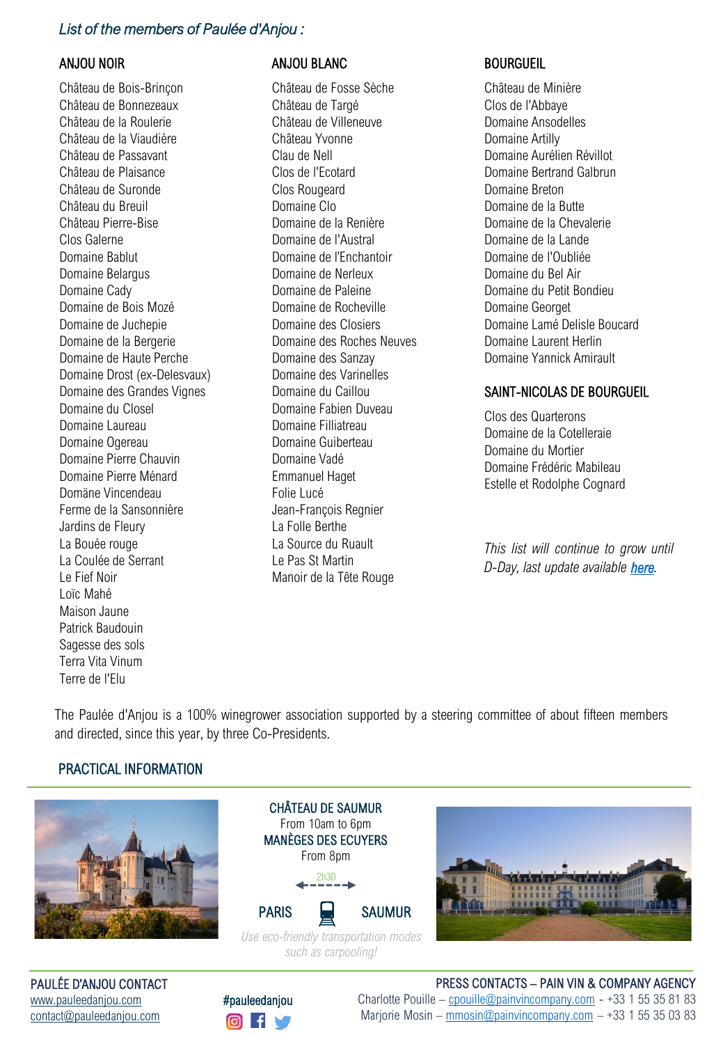*List of the members of Paulée d'Anjou :*

## ANJOU NOIR

Château de Bois-Brinçon
Château de Bonnezeaux
Château de la Roulerie
Château de la Viaudière
Château de Passavant
Château de Plaisance
Château de Suronde
Château du Breuil
Château Pierre-Bise
Clos Galerne
Domaine Bablut
Domaine Belargus
Domaine Cady
Domaine de Bois Mozé
Domaine de Juchepie
Domaine de la Bergerie
Domaine de Haute Perche
Domaine Drost (ex-Delesvaux)
Domaine des Grandes Vignes
Domaine du Closel
Domaine Laureau
Domaine Ogereau
Domaine Pierre Chauvin
Domaine Pierre Ménard
Domäne Vincendeau
Ferme de la Sansonnière
Jardins de Fleury
La Bouée rouge
La Coulée de Serrant
Le Fief Noir
Loïc Mahé
Maison Jaune
Patrick Baudouin
Sagesse des sols
Terra Vita Vinum
Terre de l'Elu

## ANJOU BLANC

Château de Fosse Sèche
Château de Targé
Château de Villeneuve
Château Yvonne
Clau de Nell
Clos de l'Ecotard
Clos Rougeard
Domaine Clo
Domaine de la Renière
Domaine de l'Austral
Domaine de l'Enchantoir
Domaine de Nerleux
Domaine de Paleine
Domaine de Rocheville
Domaine des Closiers
Domaine des Roches Neuves
Domaine des Sanzay
Domaine des Varinelles
Domaine du Caillou
Domaine Fabien Duveau
Domaine Filliatreau
Domaine Guiberteau
Domaine Vadé
Emmanuel Haget
Folie Lucé
Jean-François Regnier
La Folle Berthe
La Source du Ruault
Le Pas St Martin
Manoir de la Tête Rouge

## BOURGUEIL

Château de Minière
Clos de l'Abbaye
Domaine Ansodelles
Domaine Artilly
Domaine Aurélien Révillot
Domaine Bertrand Galbrun
Domaine Breton
Domaine de la Butte
Domaine de la Chevalerie
Domaine de la Lande
Domaine de l'Oubliée
Domaine du Bel Air
Domaine du Petit Bondieu
Domaine Georget
Domaine Lamé Delisle Boucard
Domaine Laurent Herlin
Domaine Yannick Amirault

## SAINT-NICOLAS DE BOURGUEIL

Clos des Quarterons
Domaine de la Cotelleraie
Domaine du Mortier
Domaine Frédéric Mabileau
Estelle et Rodolphe Cognard

*This list will continue to grow until D-Day, last update available here.*

The Paulée d'Anjou is a 100% winegrower association supported by a steering committee of about fifteen members and directed, since this year, by three Co-Presidents.

## PRACTICAL INFORMATION

**CHÂTEAU DE SAUMUR**
From 10am to 6pm
**MANÈGES DES ECUYERS**
From 8pm

2h30
PARIS — SAUMUR

*Use eco-friendly transportation modes such as carpooling!*

**PAULÉE D'ANJOU CONTACT**
www.pauleedanjou.com
contact@pauleedanjou.com

#pauleedanjou

**PRESS CONTACTS – PAIN VIN & COMPANY AGENCY**
Charlotte Pouille – cpouille@painvincompany.com - +33 1 55 35 81 83
Marjorie Mosin – mmosin@painvincompany.com – +33 1 55 35 03 83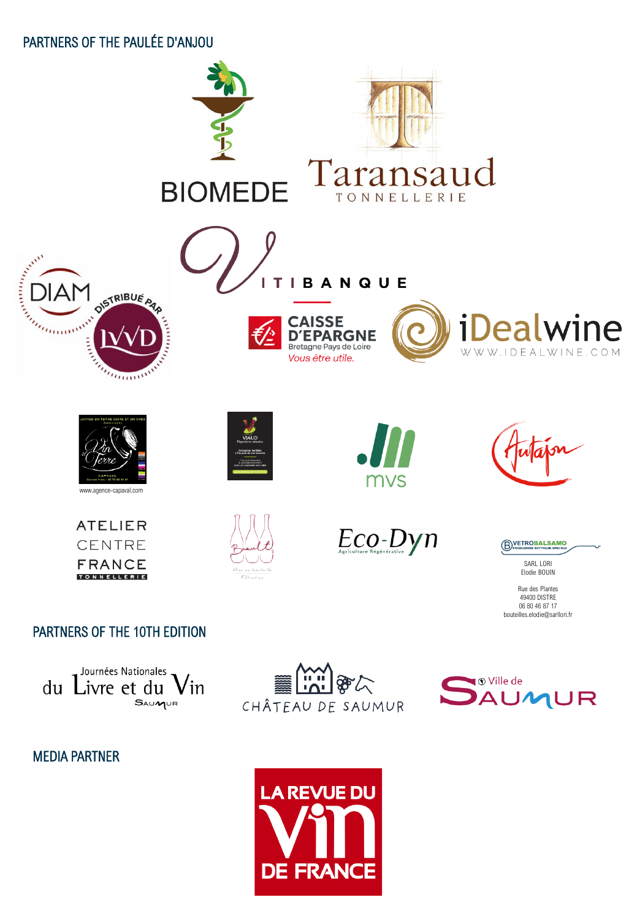## PARTNERS OF THE PAULÉE D'ANJOU

BIOMEDE

Taransaud TONNELLERIE

VITIBANQUE

DIAM DISTRIBUÉ PAR LVVD

CAISSE D'EPARGNE Bretagne Pays de Loire *Vous être utile.*

iDealwine WWW.IDEALWINE.COM

www.agence-capaval.com

mvs

Autajon

ATELIER CENTRE FRANCE TONNELLERIE

Brault

Eco-Dyn Agriculture Régénérative

VETROBALSAMO

SARL LORI
Elodie BOUIN

Rue des Plantes
49400 DISTRE
06 80 46 87 17
bouteilles.elodie@sarllori.fr

## PARTNERS OF THE 10TH EDITION

Journées Nationales du Livre et du Vin SAUMUR

CHÂTEAU DE SAUMUR

Ville de SAUMUR

## MEDIA PARTNER

LA REVUE DU VIN DE FRANCE